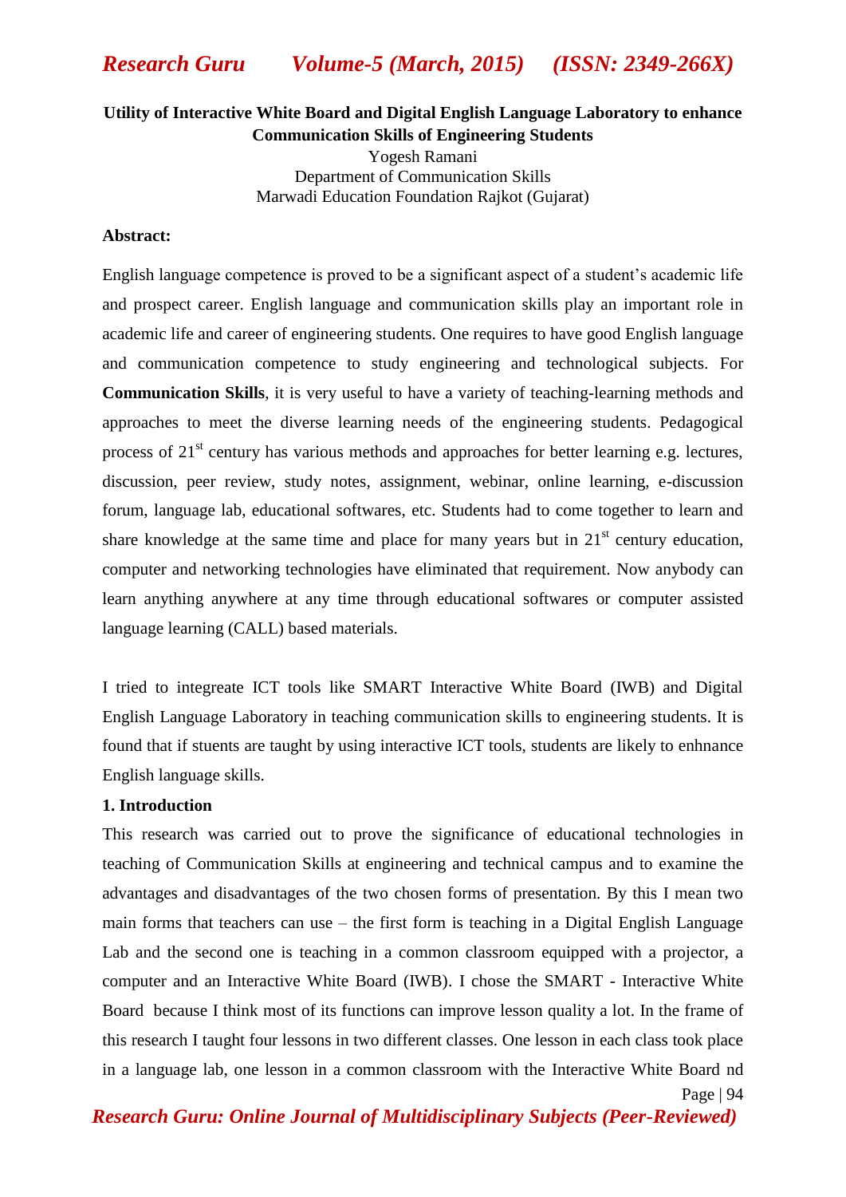# Utility of Interactive White Board and Digital English Language Laboratory to enhance Communication Skills of Engineering Students

Yogesh Ramani
Department of Communication Skills
Marwadi Education Foundation Rajkot (Gujarat)

**Abstract:**

English language competence is proved to be a significant aspect of a student's academic life and prospect career. English language and communication skills play an important role in academic life and career of engineering students. One requires to have good English language and communication competence to study engineering and technological subjects. For **Communication Skills**, it is very useful to have a variety of teaching-learning methods and approaches to meet the diverse learning needs of the engineering students. Pedagogical process of 21st century has various methods and approaches for better learning e.g. lectures, discussion, peer review, study notes, assignment, webinar, online learning, e-discussion forum, language lab, educational softwares, etc. Students had to come together to learn and share knowledge at the same time and place for many years but in 21st century education, computer and networking technologies have eliminated that requirement. Now anybody can learn anything anywhere at any time through educational softwares or computer assisted language learning (CALL) based materials.

I tried to integreate ICT tools like SMART Interactive White Board (IWB) and Digital English Language Laboratory in teaching communication skills to engineering students. It is found that if stuents are taught by using interactive ICT tools, students are likely to enhnance English language skills.

**1. Introduction**

This research was carried out to prove the significance of educational technologies in teaching of Communication Skills at engineering and technical campus and to examine the advantages and disadvantages of the two chosen forms of presentation. By this I mean two main forms that teachers can use – the first form is teaching in a Digital English Language Lab and the second one is teaching in a common classroom equipped with a projector, a computer and an Interactive White Board (IWB). I chose the SMART - Interactive White Board because I think most of its functions can improve lesson quality a lot. In the frame of this research I taught four lessons in two different classes. One lesson in each class took place in a language lab, one lesson in a common classroom with the Interactive White Board nd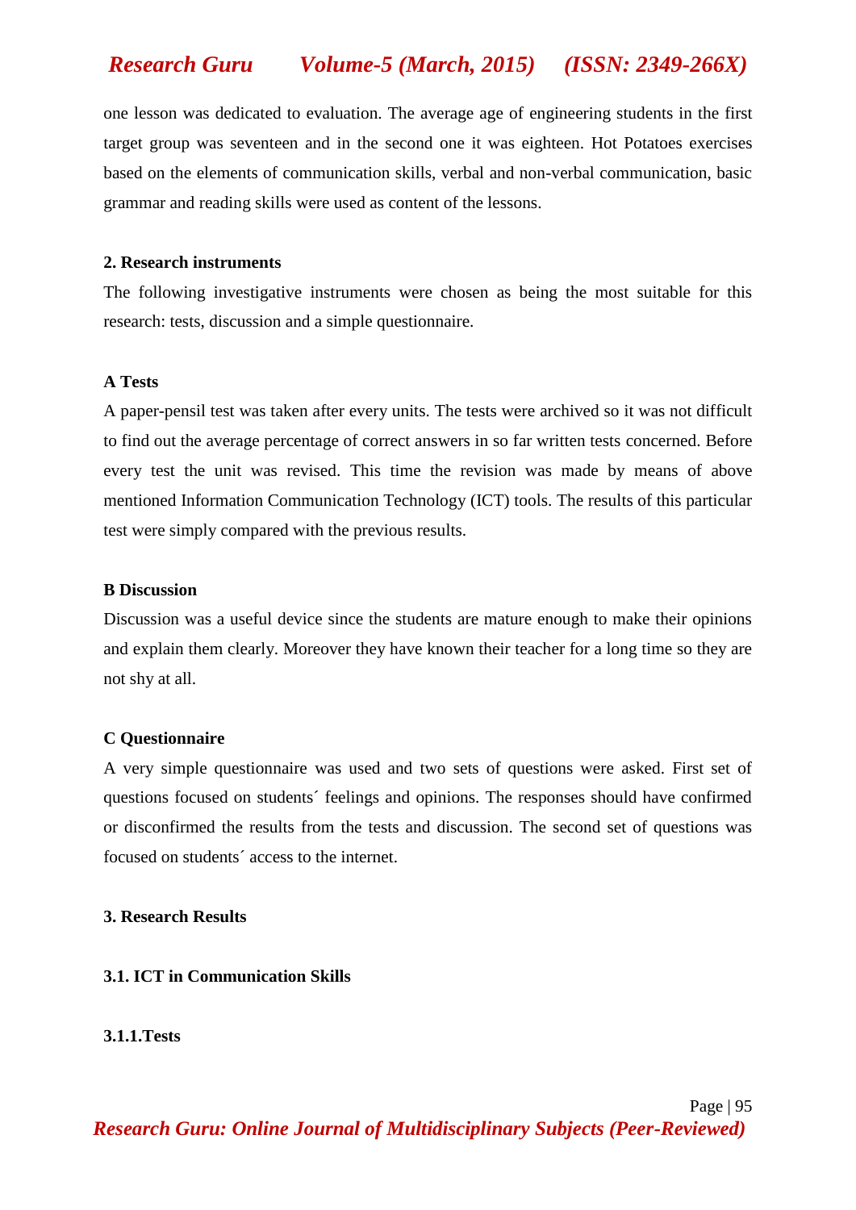one lesson was dedicated to evaluation. The average age of engineering students in the first target group was seventeen and in the second one it was eighteen. Hot Potatoes exercises based on the elements of communication skills, verbal and non-verbal communication, basic grammar and reading skills were used as content of the lessons.

**2. Research instruments**

The following investigative instruments were chosen as being the most suitable for this research: tests, discussion and a simple questionnaire.

**A Tests**

A paper-pensil test was taken after every units. The tests were archived so it was not difficult to find out the average percentage of correct answers in so far written tests concerned. Before every test the unit was revised. This time the revision was made by means of above mentioned Information Communication Technology (ICT) tools. The results of this particular test were simply compared with the previous results.

**B Discussion**

Discussion was a useful device since the students are mature enough to make their opinions and explain them clearly. Moreover they have known their teacher for a long time so they are not shy at all.

**C Questionnaire**

A very simple questionnaire was used and two sets of questions were asked. First set of questions focused on students´ feelings and opinions. The responses should have confirmed or disconfirmed the results from the tests and discussion. The second set of questions was focused on students´ access to the internet.

**3. Research Results**

**3.1. ICT in Communication Skills**

**3.1.1.Tests**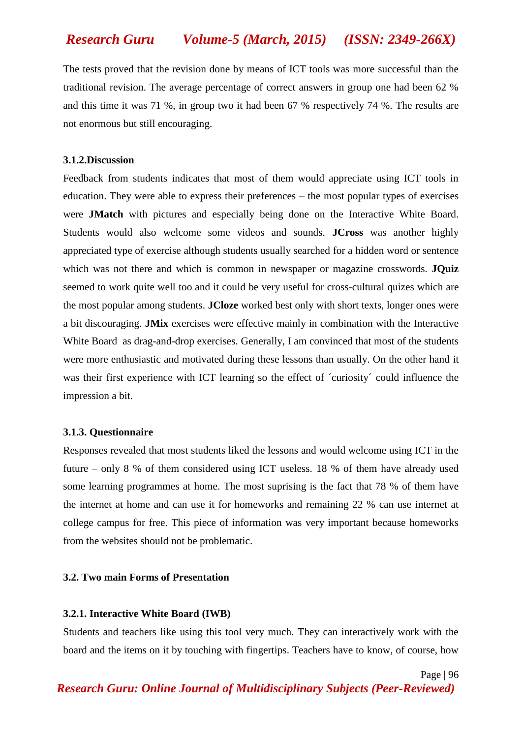The tests proved that the revision done by means of ICT tools was more successful than the traditional revision. The average percentage of correct answers in group one had been 62 % and this time it was 71 %, in group two it had been 67 % respectively 74 %. The results are not enormous but still encouraging.

#### 3.1.2.Discussion

Feedback from students indicates that most of them would appreciate using ICT tools in education. They were able to express their preferences – the most popular types of exercises were **JMatch** with pictures and especially being done on the Interactive White Board. Students would also welcome some videos and sounds. **JCross** was another highly appreciated type of exercise although students usually searched for a hidden word or sentence which was not there and which is common in newspaper or magazine crosswords. **JQuiz** seemed to work quite well too and it could be very useful for cross-cultural quizes which are the most popular among students. **JCloze** worked best only with short texts, longer ones were a bit discouraging. **JMix** exercises were effective mainly in combination with the Interactive White Board as drag-and-drop exercises. Generally, I am convinced that most of the students were more enthusiastic and motivated during these lessons than usually. On the other hand it was their first experience with ICT learning so the effect of ´curiosity´ could influence the impression a bit.

#### 3.1.3. Questionnaire

Responses revealed that most students liked the lessons and would welcome using ICT in the future – only 8 % of them considered using ICT useless. 18 % of them have already used some learning programmes at home. The most suprising is the fact that 78 % of them have the internet at home and can use it for homeworks and remaining 22 % can use internet at college campus for free. This piece of information was very important because homeworks from the websites should not be problematic.

### 3.2. Two main Forms of Presentation

#### 3.2.1. Interactive White Board (IWB)

Students and teachers like using this tool very much. They can interactively work with the board and the items on it by touching with fingertips. Teachers have to know, of course, how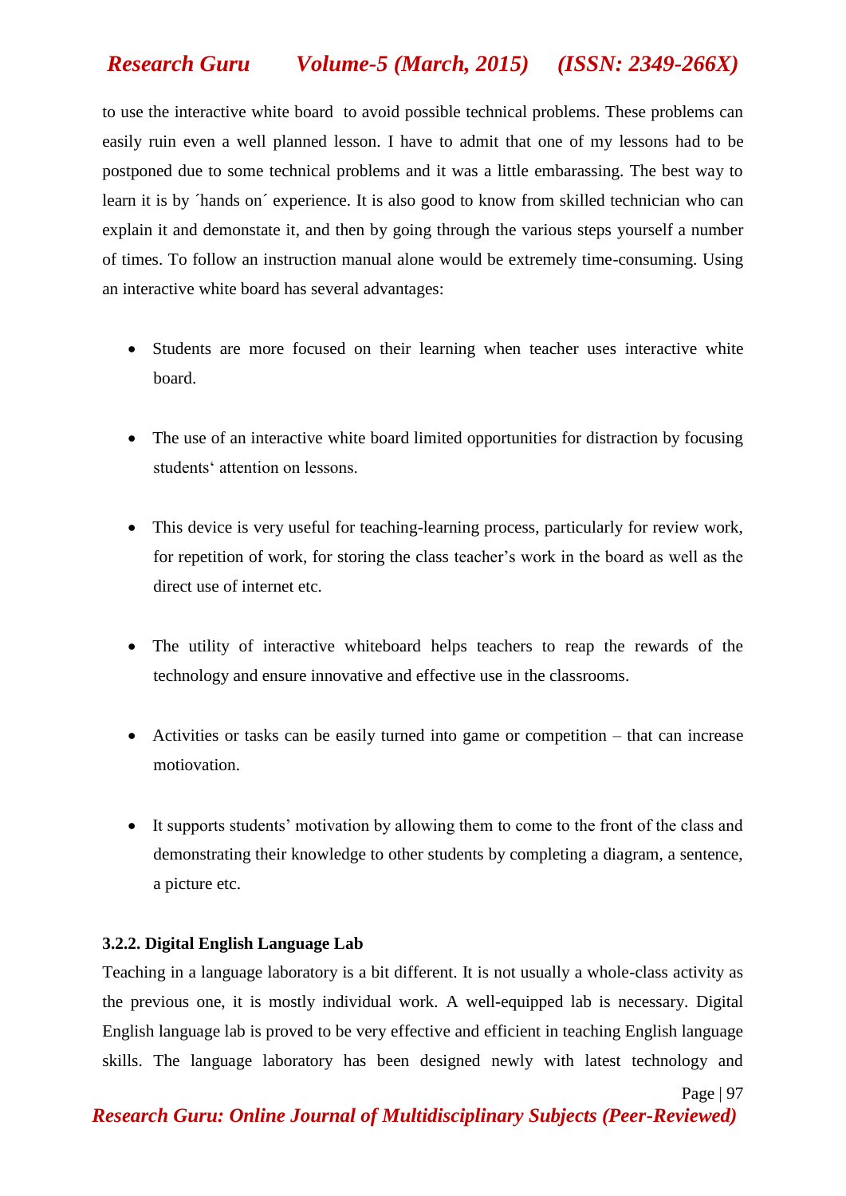to use the interactive white board to avoid possible technical problems. These problems can easily ruin even a well planned lesson. I have to admit that one of my lessons had to be postponed due to some technical problems and it was a little embarassing. The best way to learn it is by ´hands on´ experience. It is also good to know from skilled technician who can explain it and demonstate it, and then by going through the various steps yourself a number of times. To follow an instruction manual alone would be extremely time-consuming. Using an interactive white board has several advantages:

- Students are more focused on their learning when teacher uses interactive white board.
- The use of an interactive white board limited opportunities for distraction by focusing students' attention on lessons.
- This device is very useful for teaching-learning process, particularly for review work, for repetition of work, for storing the class teacher's work in the board as well as the direct use of internet etc.
- The utility of interactive whiteboard helps teachers to reap the rewards of the technology and ensure innovative and effective use in the classrooms.
- Activities or tasks can be easily turned into game or competition – that can increase motiovation.
- It supports students' motivation by allowing them to come to the front of the class and demonstrating their knowledge to other students by completing a diagram, a sentence, a picture etc.

**3.2.2. Digital English Language Lab**

Teaching in a language laboratory is a bit different. It is not usually a whole-class activity as the previous one, it is mostly individual work. A well-equipped lab is necessary. Digital English language lab is proved to be very effective and efficient in teaching English language skills. The language laboratory has been designed newly with latest technology and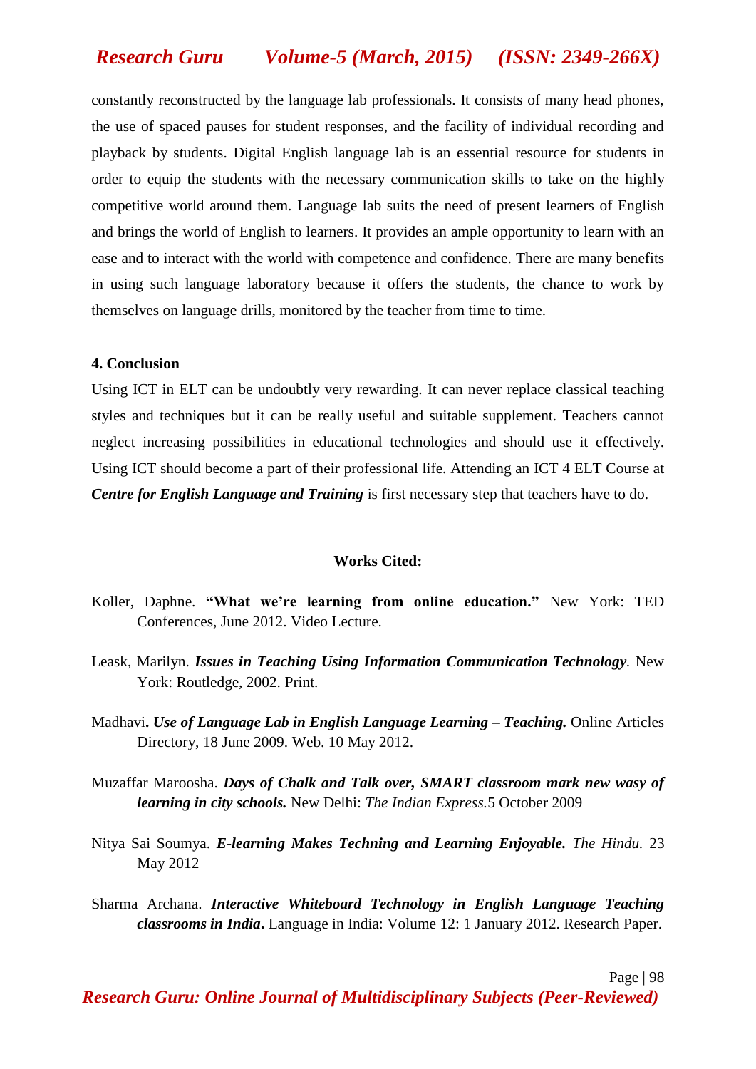constantly reconstructed by the language lab professionals. It consists of many head phones, the use of spaced pauses for student responses, and the facility of individual recording and playback by students. Digital English language lab is an essential resource for students in order to equip the students with the necessary communication skills to take on the highly competitive world around them. Language lab suits the need of present learners of English and brings the world of English to learners. It provides an ample opportunity to learn with an ease and to interact with the world with competence and confidence. There are many benefits in using such language laboratory because it offers the students, the chance to work by themselves on language drills, monitored by the teacher from time to time.

## 4. Conclusion

Using ICT in ELT can be undoubtly very rewarding. It can never replace classical teaching styles and techniques but it can be really useful and suitable supplement. Teachers cannot neglect increasing possibilities in educational technologies and should use it effectively. Using ICT should become a part of their professional life. Attending an ICT 4 ELT Course at ***Centre for English Language and Training*** is first necessary step that teachers have to do.

## Works Cited:

Koller, Daphne. **"What we're learning from online education."** New York: TED Conferences, June 2012. Video Lecture.

Leask, Marilyn. ***Issues in Teaching Using Information Communication Technology***. New York: Routledge, 2002. Print.

Madhavi**.** ***Use of Language Lab in English Language Learning – Teaching.*** Online Articles Directory, 18 June 2009. Web. 10 May 2012.

Muzaffar Maroosha. ***Days of Chalk and Talk over, SMART classroom mark new wasy of learning in city schools.*** New Delhi: *The Indian Express.*5 October 2009

Nitya Sai Soumya. ***E-learning Makes Techning and Learning Enjoyable.*** *The Hindu.* 23 May 2012

Sharma Archana. ***Interactive Whiteboard Technology in English Language Teaching classrooms in India*.** Language in India: Volume 12: 1 January 2012. Research Paper.